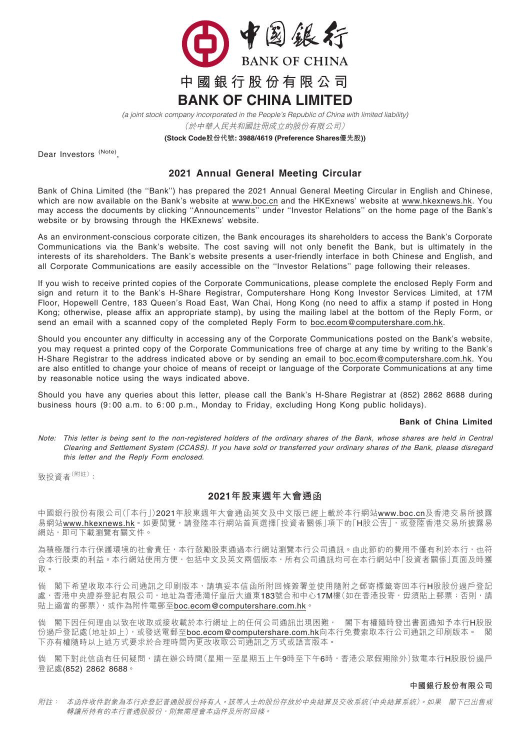中國銀行
BANK OF CHINA

# 中國銀行股份有限公司
# BANK OF CHINA LIMITED

*(a joint stock company incorporated in the People's Republic of China with limited liability)*
*（於中華人民共和國註冊成立的股份有限公司）*

**(Stock Code股份代號: 3988/4619 (Preference Shares優先股))**

Dear Investors [(Note)],

## 2021 Annual General Meeting Circular

Bank of China Limited (the "Bank") has prepared the 2021 Annual General Meeting Circular in English and Chinese, which are now available on the Bank's website at www.boc.cn and the HKExnews' website at www.hkexnews.hk. You may access the documents by clicking "Announcements" under "Investor Relations" on the home page of the Bank's website or by browsing through the HKExnews' website.

As an environment-conscious corporate citizen, the Bank encourages its shareholders to access the Bank's Corporate Communications via the Bank's website. The cost saving will not only benefit the Bank, but is ultimately in the interests of its shareholders. The Bank's website presents a user-friendly interface in both Chinese and English, and all Corporate Communications are easily accessible on the "Investor Relations" page following their releases.

If you wish to receive printed copies of the Corporate Communications, please complete the enclosed Reply Form and sign and return it to the Bank's H-Share Registrar, Computershare Hong Kong Investor Services Limited, at 17M Floor, Hopewell Centre, 183 Queen's Road East, Wan Chai, Hong Kong (no need to affix a stamp if posted in Hong Kong; otherwise, please affix an appropriate stamp), by using the mailing label at the bottom of the Reply Form, or send an email with a scanned copy of the completed Reply Form to boc.ecom@computershare.com.hk.

Should you encounter any difficulty in accessing any of the Corporate Communications posted on the Bank's website, you may request a printed copy of the Corporate Communications free of charge at any time by writing to the Bank's H-Share Registrar to the address indicated above or by sending an email to boc.ecom@computershare.com.hk. You are also entitled to change your choice of means of receipt or language of the Corporate Communications at any time by reasonable notice using the ways indicated above.

Should you have any queries about this letter, please call the Bank's H-Share Registrar at (852) 2862 8688 during business hours (9:00 a.m. to 6:00 p.m., Monday to Friday, excluding Hong Kong public holidays).

**Bank of China Limited**

*Note: This letter is being sent to the non-registered holders of the ordinary shares of the Bank, whose shares are held in Central Clearing and Settlement System (CCASS). If you have sold or transferred your ordinary shares of the Bank, please disregard this letter and the Reply Form enclosed.*

致投資者[(附註)]：

## 2021年股東週年大會通函

中國銀行股份有限公司(「本行」)2021年股東週年大會通函英文及中文版已經上載於本行網站www.boc.cn及香港交易所披露易網站www.hkexnews.hk。如要閱覽，請登陸本行網站首頁選擇「投資者關係」項下的「H股公告」，或登陸香港交易所披露易網站，即可下載瀏覽有關文件。

為積極履行本行保護環境的社會責任，本行鼓勵股東通過本行網站瀏覽本行公司通訊。由此節約的費用不僅有利於本行，也符合本行股東的利益。本行網站使用方便，包括中文及英文兩個版本，所有公司通訊均可在本行網站中「投資者關係」頁面及時獲取。

倘 閣下希望收取本行公司通訊之印刷版本，請填妥本信函所附回條簽署並使用隨附之郵寄標籤寄回本行H股股份過戶登記處，香港中央證券登記有限公司，地址為香港灣仔皇后大道東183號合和中心17M樓(如在香港投寄，毋須貼上郵票；否則，請貼上適當的郵票)，或作為附件電郵至boc.ecom@computershare.com.hk。

倘 閣下因任何理由以致在收取或接收載於本行網址上的任何公司通訊出現困難， 閣下有權隨時發出書面通知予本行H股股份過戶登記處(地址如上)，或發送電郵至boc.ecom@computershare.com.hk向本行免費索取本行公司通訊之印刷版本。 閣下亦有權隨時以上述方式要求於合理時間內更改收取公司通訊之方式或語言版本。

倘 閣下對此信函有任何疑問，請在辦公時間(星期一至星期五上午9時至下午6時，香港公眾假期除外)致電本行H股股份過戶登記處(852) 2862 8688。

**中國銀行股份有限公司**

*附註： 本函件收件對象為本行非登記普通股股份持有人。該等人士的股份存放於中央結算及交收系統(中央結算系統)。如果 閣下已出售或轉讓所持有的本行普通股股份，則無需理會本函件及所附回條。*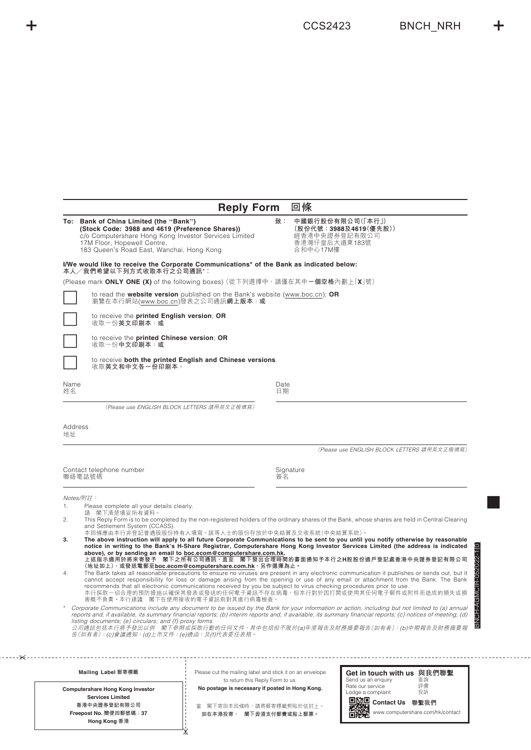# Reply Form 回條

**To: Bank of China Limited (the "Bank")**
**(Stock Code: 3988 and 4619 (Preference Shares))**
c/o Computershare Hong Kong Investor Services Limited
17M Floor, Hopewell Centre,
183 Queen's Road East, Wanchai, Hong Kong

**致： 中國銀行股份有限公司(「本行」)**
**(股份代號：3988及4619(優先股))**
經香港中央證券登記有限公司
香港灣仔皇后大道東183號
合和中心17M樓

**I/We would like to receive the Corporate Communications\* of the Bank as indicated below:**
**本人／我們希望以下列方式收取本行之公司通訊\*：**

(Please mark **ONLY ONE (X)** of the following boxes) (從下列選擇中，請僅在其中**一個空格**內劃上「**X**」號)

☐ to read the **website version** published on the Bank's website (www.boc.cn); **OR**
瀏覽在本行網站(www.boc.cn)發表之公司通訊**網上版本**；**或**

☐ to receive the **printed English version**; **OR**
收取一份**英文印刷本**；**或**

☐ to receive the **printed Chinese version**; **OR**
收取一份**中文印刷本**；**或**

☐ to receive **both the printed English and Chinese versions**.
收取**英文和中文各一份印刷本**。

Name
姓名 ____________________

(Please use ENGLISH BLOCK LETTERS 請用英文正楷填寫)

Date
日期 ____________________

Address
地址 ____________________

(Please use ENGLISH BLOCK LETTERS 請用英文正楷填寫)

Contact telephone number
聯絡電話號碼 ____________________

Signature
簽名 ____________________

*Notes/附註：*

1. Please complete all your details clearly.
   請 閣下清楚填妥所有資料。
2. This Reply Form is to be completed by the non-registered holders of the ordinary shares of the Bank, whose shares are held in Central Clearing and Settlement System (CCASS).
   本回條應由本行非登記普通股股份持有人填寫。該等人士的股份存放於中央結算及交收系統(中央結算系統)。
3. **The above instruction will apply to all future Corporate Communications to be sent to you until you notify otherwise by reasonable notice in writing to the Bank's H-Share Registrar, Computershare Hong Kong Investor Services Limited (the address is indicated above), or by sending an email to boc.ecom@computershare.com.hk.**
   **上述指示適用於將來寄發予 閣下之所有公司通訊，直至 閣下發出合理時間的書面通知予本行之H股股份過戶登記處香港中央證券登記有限公司(地址如上)，或發送電郵至boc.ecom@computershare.com.hk，另作選擇為止。**
4. The Bank takes all reasonable precautions to ensure no viruses are present in any electronic communication it publishes or sends out, but it cannot accept responsibility for loss or damage arising from the opening or use of any email or attachment from the Bank. The Bank recommends that all electronic communications received by you be subject to virus checking procedures prior to use.
   本行採取一切合理的預防措施以確保其發表或發送的任何電子資訊不存在病毒，但本行對於因打開或使用其任何電子郵件或附件而造成的損失或損害概不負責。本行建議 閣下在使用接收的電子資訊前對其進行病毒檢查。

\* *Corporate Communications include any document to be issued by the Bank for your information or action, including but not limited to (a) annual reports and, if available, its summary financial reports; (b) interim reports and, if available, its summary financial reports; (c) notices of meeting; (d) listing documents; (e) circulars; and (f) proxy forms.*
*公司通訊包括本行將予發出以供 閣下參照或採取行動的任何文件，其中包括但不限於(a)年度報告及財務摘要報告(如有者)；(b)中期報告及財務摘要報告(如有者)；(c)會議通知；(d)上市文件；(e)通函；及(f)代表委任表格。*

BNCH-AGMCIR-05202-1(0)

---

**Mailing Label 郵寄標籤**

**Computershare Hong Kong Investor Services Limited**
**香港中央證券登記有限公司**
**Freepost No. 簡便回郵號碼：37**
**Hong Kong 香港**

Please cut the mailing label and stick it on an envelope to return this Reply Form to us.
**No postage is necessary if posted in Hong Kong.**

當 閣下寄回本回條時，請將郵寄標籤剪貼於信封上。
**如在本港投寄， 閣下毋須支付郵費或貼上郵票。**

**Get in touch with us 與我們聯繫**
Send us an enquiry 查詢
Rate our service 評價
Lodge a complaint 投訴
**Contact Us 聯繫我們**
www.computershare.com/hk/contact